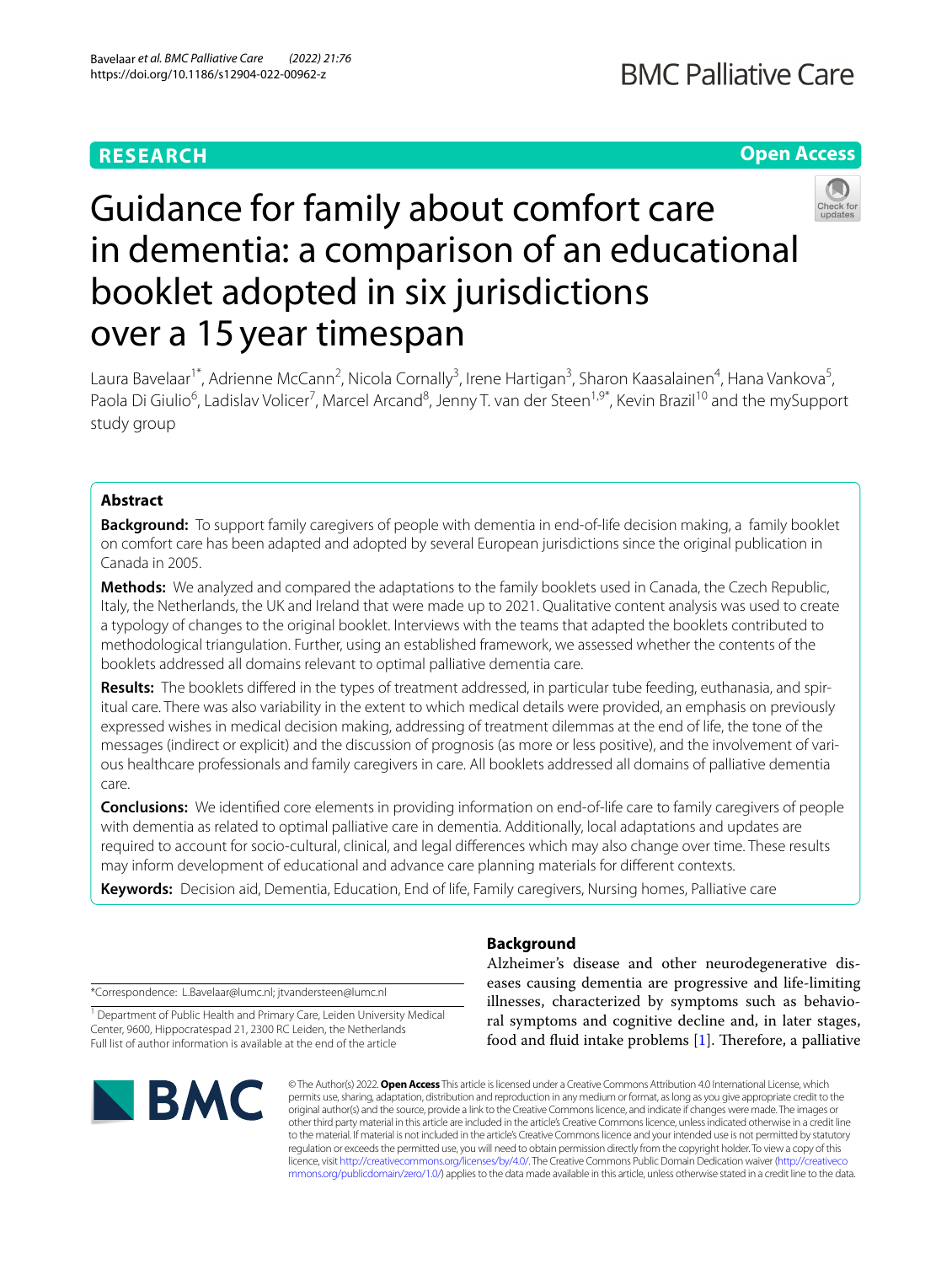**RESEARCH** | **Open Access**

# Guidance for family about comfort care in dementia: a comparison of an educational booklet adopted in six jurisdictions over a 15 year timespan

Laura Bavelaar[1*], Adrienne McCann[2], Nicola Cornally[3], Irene Hartigan[3], Sharon Kaasalainen[4], Hana Vankova[5], Paola Di Giulio[6], Ladislav Volicer[7], Marcel Arcand[8], Jenny T. van der Steen[1,9*], Kevin Brazil[10] and the mySupport study group

## Abstract

**Background:** To support family caregivers of people with dementia in end-of-life decision making, a family booklet on comfort care has been adapted and adopted by several European jurisdictions since the original publication in Canada in 2005.

**Methods:** We analyzed and compared the adaptations to the family booklets used in Canada, the Czech Republic, Italy, the Netherlands, the UK and Ireland that were made up to 2021. Qualitative content analysis was used to create a typology of changes to the original booklet. Interviews with the teams that adapted the booklets contributed to methodological triangulation. Further, using an established framework, we assessed whether the contents of the booklets addressed all domains relevant to optimal palliative dementia care.

**Results:** The booklets differed in the types of treatment addressed, in particular tube feeding, euthanasia, and spiritual care. There was also variability in the extent to which medical details were provided, an emphasis on previously expressed wishes in medical decision making, addressing of treatment dilemmas at the end of life, the tone of the messages (indirect or explicit) and the discussion of prognosis (as more or less positive), and the involvement of various healthcare professionals and family caregivers in care. All booklets addressed all domains of palliative dementia care.

**Conclusions:** We identified core elements in providing information on end-of-life care to family caregivers of people with dementia as related to optimal palliative care in dementia. Additionally, local adaptations and updates are required to account for socio-cultural, clinical, and legal differences which may also change over time. These results may inform development of educational and advance care planning materials for different contexts.

**Keywords:** Decision aid, Dementia, Education, End of life, Family caregivers, Nursing homes, Palliative care

## Background

Alzheimer's disease and other neurodegenerative diseases causing dementia are progressive and life-limiting illnesses, characterized by symptoms such as behavioral symptoms and cognitive decline and, in later stages, food and fluid intake problems [1]. Therefore, a palliative

*Correspondence: L.Bavelaar@lumc.nl; jtvandersteen@lumc.nl

[1] Department of Public Health and Primary Care, Leiden University Medical Center, 9600, Hippocratespad 21, 2300 RC Leiden, the Netherlands

Full list of author information is available at the end of the article

© The Author(s) 2022. **Open Access** This article is licensed under a Creative Commons Attribution 4.0 International License, which permits use, sharing, adaptation, distribution and reproduction in any medium or format, as long as you give appropriate credit to the original author(s) and the source, provide a link to the Creative Commons licence, and indicate if changes were made. The images or other third party material in this article are included in the article's Creative Commons licence, unless indicated otherwise in a credit line to the material. If material is not included in the article's Creative Commons licence and your intended use is not permitted by statutory regulation or exceeds the permitted use, you will need to obtain permission directly from the copyright holder. To view a copy of this licence, visit http://creativecommons.org/licenses/by/4.0/. The Creative Commons Public Domain Dedication waiver (http://creativecommons.org/publicdomain/zero/1.0/) applies to the data made available in this article, unless otherwise stated in a credit line to the data.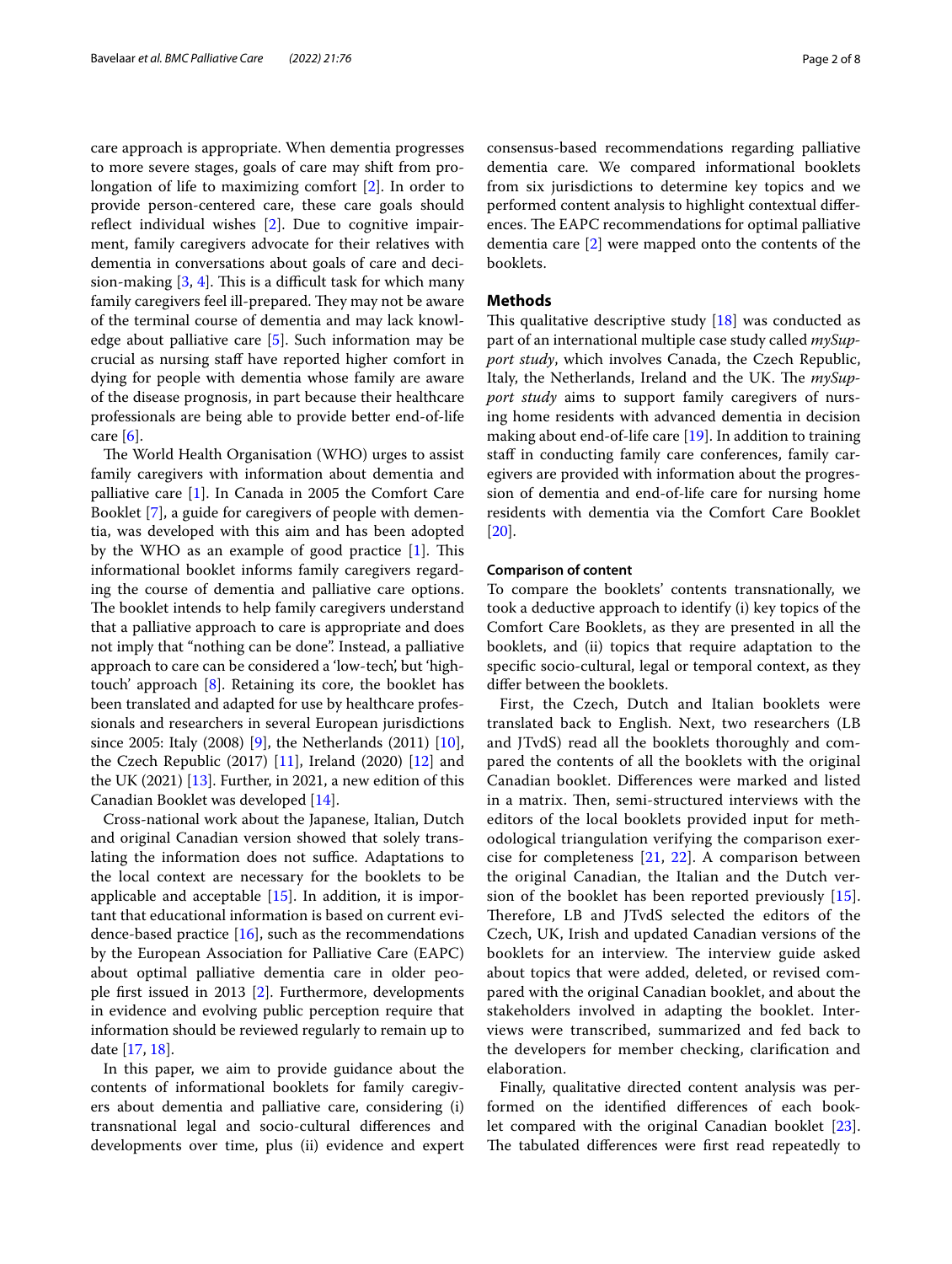care approach is appropriate. When dementia progresses to more severe stages, goals of care may shift from prolongation of life to maximizing comfort [2]. In order to provide person-centered care, these care goals should reflect individual wishes [2]. Due to cognitive impairment, family caregivers advocate for their relatives with dementia in conversations about goals of care and decision-making [3, 4]. This is a difficult task for which many family caregivers feel ill-prepared. They may not be aware of the terminal course of dementia and may lack knowledge about palliative care [5]. Such information may be crucial as nursing staff have reported higher comfort in dying for people with dementia whose family are aware of the disease prognosis, in part because their healthcare professionals are being able to provide better end-of-life care [6].

The World Health Organisation (WHO) urges to assist family caregivers with information about dementia and palliative care [1]. In Canada in 2005 the Comfort Care Booklet [7], a guide for caregivers of people with dementia, was developed with this aim and has been adopted by the WHO as an example of good practice [1]. This informational booklet informs family caregivers regarding the course of dementia and palliative care options. The booklet intends to help family caregivers understand that a palliative approach to care is appropriate and does not imply that "nothing can be done". Instead, a palliative approach to care can be considered a 'low-tech', but 'high-touch' approach [8]. Retaining its core, the booklet has been translated and adapted for use by healthcare professionals and researchers in several European jurisdictions since 2005: Italy (2008) [9], the Netherlands (2011) [10], the Czech Republic (2017) [11], Ireland (2020) [12] and the UK (2021) [13]. Further, in 2021, a new edition of this Canadian Booklet was developed [14].

Cross-national work about the Japanese, Italian, Dutch and original Canadian version showed that solely translating the information does not suffice. Adaptations to the local context are necessary for the booklets to be applicable and acceptable [15]. In addition, it is important that educational information is based on current evidence-based practice [16], such as the recommendations by the European Association for Palliative Care (EAPC) about optimal palliative dementia care in older people first issued in 2013 [2]. Furthermore, developments in evidence and evolving public perception require that information should be reviewed regularly to remain up to date [17, 18].

In this paper, we aim to provide guidance about the contents of informational booklets for family caregivers about dementia and palliative care, considering (i) transnational legal and socio-cultural differences and developments over time, plus (ii) evidence and expert consensus-based recommendations regarding palliative dementia care. We compared informational booklets from six jurisdictions to determine key topics and we performed content analysis to highlight contextual differences. The EAPC recommendations for optimal palliative dementia care [2] were mapped onto the contents of the booklets.

## Methods

This qualitative descriptive study [18] was conducted as part of an international multiple case study called *mySupport study*, which involves Canada, the Czech Republic, Italy, the Netherlands, Ireland and the UK. The *mySupport study* aims to support family caregivers of nursing home residents with advanced dementia in decision making about end-of-life care [19]. In addition to training staff in conducting family care conferences, family caregivers are provided with information about the progression of dementia and end-of-life care for nursing home residents with dementia via the Comfort Care Booklet [20].

### Comparison of content

To compare the booklets' contents transnationally, we took a deductive approach to identify (i) key topics of the Comfort Care Booklets, as they are presented in all the booklets, and (ii) topics that require adaptation to the specific socio-cultural, legal or temporal context, as they differ between the booklets.

First, the Czech, Dutch and Italian booklets were translated back to English. Next, two researchers (LB and JTvdS) read all the booklets thoroughly and compared the contents of all the booklets with the original Canadian booklet. Differences were marked and listed in a matrix. Then, semi-structured interviews with the editors of the local booklets provided input for methodological triangulation verifying the comparison exercise for completeness [21, 22]. A comparison between the original Canadian, the Italian and the Dutch version of the booklet has been reported previously [15]. Therefore, LB and JTvdS selected the editors of the Czech, UK, Irish and updated Canadian versions of the booklets for an interview. The interview guide asked about topics that were added, deleted, or revised compared with the original Canadian booklet, and about the stakeholders involved in adapting the booklet. Interviews were transcribed, summarized and fed back to the developers for member checking, clarification and elaboration.

Finally, qualitative directed content analysis was performed on the identified differences of each booklet compared with the original Canadian booklet [23]. The tabulated differences were first read repeatedly to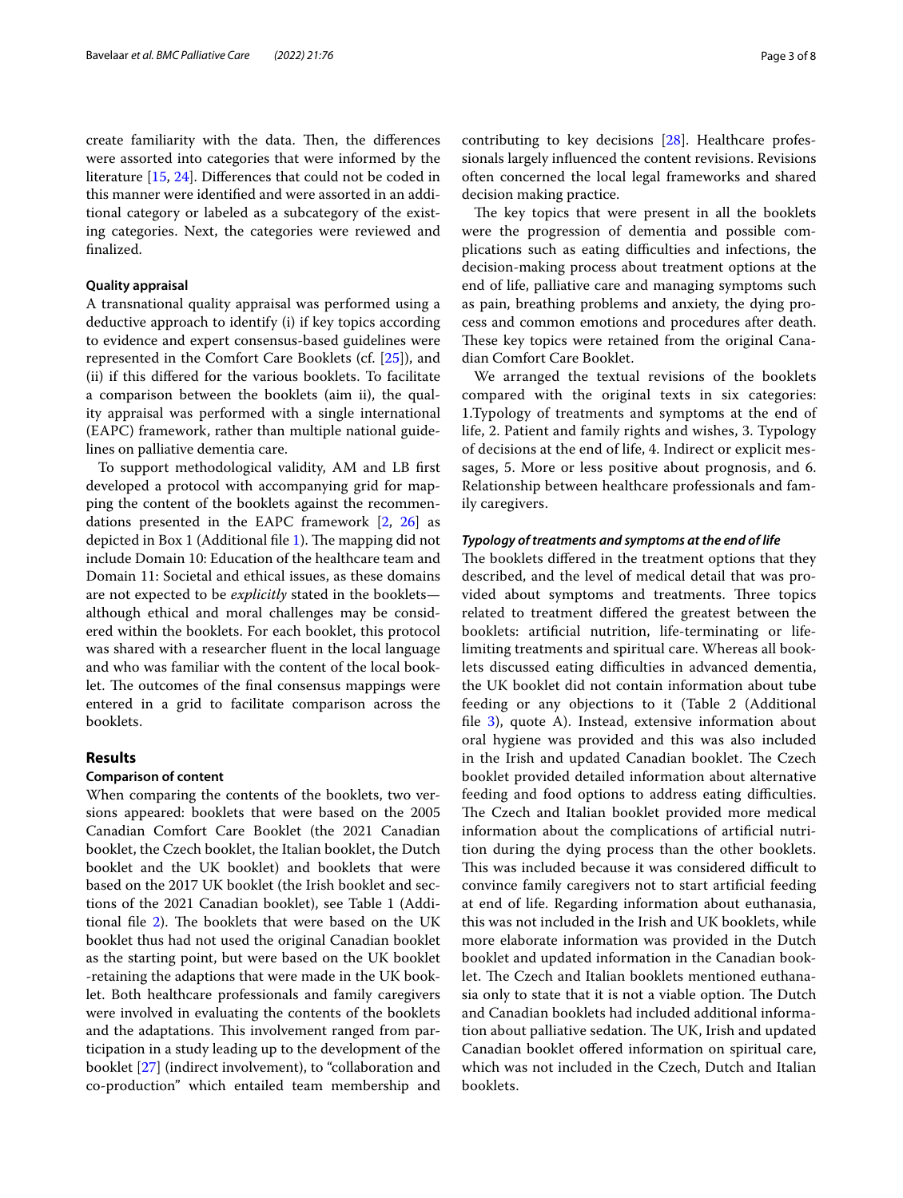create familiarity with the data. Then, the differences were assorted into categories that were informed by the literature [15, 24]. Differences that could not be coded in this manner were identified and were assorted in an additional category or labeled as a subcategory of the existing categories. Next, the categories were reviewed and finalized.

#### Quality appraisal

A transnational quality appraisal was performed using a deductive approach to identify (i) if key topics according to evidence and expert consensus-based guidelines were represented in the Comfort Care Booklets (cf. [25]), and (ii) if this differed for the various booklets. To facilitate a comparison between the booklets (aim ii), the quality appraisal was performed with a single international (EAPC) framework, rather than multiple national guidelines on palliative dementia care.

To support methodological validity, AM and LB first developed a protocol with accompanying grid for mapping the content of the booklets against the recommendations presented in the EAPC framework [2, 26] as depicted in Box 1 (Additional file 1). The mapping did not include Domain 10: Education of the healthcare team and Domain 11: Societal and ethical issues, as these domains are not expected to be *explicitly* stated in the booklets—although ethical and moral challenges may be considered within the booklets. For each booklet, this protocol was shared with a researcher fluent in the local language and who was familiar with the content of the local booklet. The outcomes of the final consensus mappings were entered in a grid to facilitate comparison across the booklets.

## Results

### Comparison of content

When comparing the contents of the booklets, two versions appeared: booklets that were based on the 2005 Canadian Comfort Care Booklet (the 2021 Canadian booklet, the Czech booklet, the Italian booklet, the Dutch booklet and the UK booklet) and booklets that were based on the 2017 UK booklet (the Irish booklet and sections of the 2021 Canadian booklet), see Table 1 (Additional file 2). The booklets that were based on the UK booklet thus had not used the original Canadian booklet as the starting point, but were based on the UK booklet -retaining the adaptions that were made in the UK booklet. Both healthcare professionals and family caregivers were involved in evaluating the contents of the booklets and the adaptations. This involvement ranged from participation in a study leading up to the development of the booklet [27] (indirect involvement), to "collaboration and co-production" which entailed team membership and contributing to key decisions [28]. Healthcare professionals largely influenced the content revisions. Revisions often concerned the local legal frameworks and shared decision making practice.

The key topics that were present in all the booklets were the progression of dementia and possible complications such as eating difficulties and infections, the decision-making process about treatment options at the end of life, palliative care and managing symptoms such as pain, breathing problems and anxiety, the dying process and common emotions and procedures after death. These key topics were retained from the original Canadian Comfort Care Booklet.

We arranged the textual revisions of the booklets compared with the original texts in six categories: 1.Typology of treatments and symptoms at the end of life, 2. Patient and family rights and wishes, 3. Typology of decisions at the end of life, 4. Indirect or explicit messages, 5. More or less positive about prognosis, and 6. Relationship between healthcare professionals and family caregivers.

#### *Typology of treatments and symptoms at the end of life*

The booklets differed in the treatment options that they described, and the level of medical detail that was provided about symptoms and treatments. Three topics related to treatment differed the greatest between the booklets: artificial nutrition, life-terminating or life-limiting treatments and spiritual care. Whereas all booklets discussed eating difficulties in advanced dementia, the UK booklet did not contain information about tube feeding or any objections to it (Table 2 (Additional file 3), quote A). Instead, extensive information about oral hygiene was provided and this was also included in the Irish and updated Canadian booklet. The Czech booklet provided detailed information about alternative feeding and food options to address eating difficulties. The Czech and Italian booklet provided more medical information about the complications of artificial nutrition during the dying process than the other booklets. This was included because it was considered difficult to convince family caregivers not to start artificial feeding at end of life. Regarding information about euthanasia, this was not included in the Irish and UK booklets, while more elaborate information was provided in the Dutch booklet and updated information in the Canadian booklet. The Czech and Italian booklets mentioned euthanasia only to state that it is not a viable option. The Dutch and Canadian booklets had included additional information about palliative sedation. The UK, Irish and updated Canadian booklet offered information on spiritual care, which was not included in the Czech, Dutch and Italian booklets.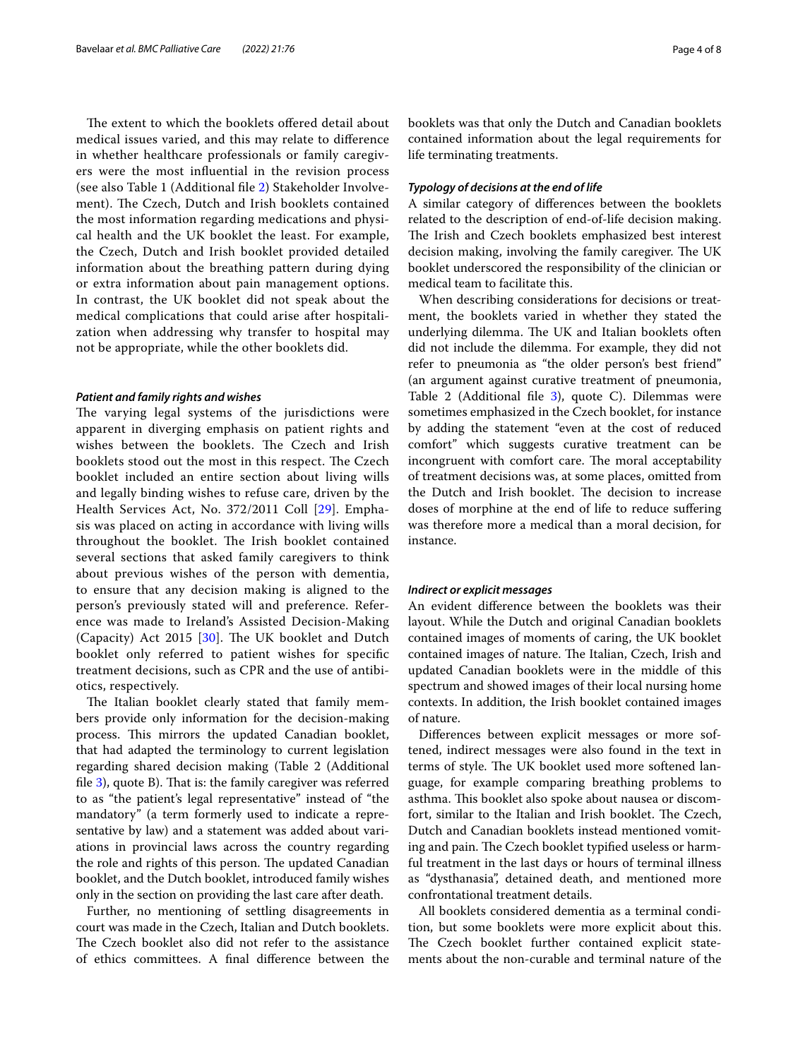The extent to which the booklets offered detail about medical issues varied, and this may relate to difference in whether healthcare professionals or family caregivers were the most influential in the revision process (see also Table 1 (Additional file 2) Stakeholder Involvement). The Czech, Dutch and Irish booklets contained the most information regarding medications and physical health and the UK booklet the least. For example, the Czech, Dutch and Irish booklet provided detailed information about the breathing pattern during dying or extra information about pain management options. In contrast, the UK booklet did not speak about the medical complications that could arise after hospitalization when addressing why transfer to hospital may not be appropriate, while the other booklets did.

#### *Patient and family rights and wishes*

The varying legal systems of the jurisdictions were apparent in diverging emphasis on patient rights and wishes between the booklets. The Czech and Irish booklets stood out the most in this respect. The Czech booklet included an entire section about living wills and legally binding wishes to refuse care, driven by the Health Services Act, No. 372/2011 Coll [29]. Emphasis was placed on acting in accordance with living wills throughout the booklet. The Irish booklet contained several sections that asked family caregivers to think about previous wishes of the person with dementia, to ensure that any decision making is aligned to the person's previously stated will and preference. Reference was made to Ireland's Assisted Decision-Making (Capacity) Act 2015 [30]. The UK booklet and Dutch booklet only referred to patient wishes for specific treatment decisions, such as CPR and the use of antibiotics, respectively.

The Italian booklet clearly stated that family members provide only information for the decision-making process. This mirrors the updated Canadian booklet, that had adapted the terminology to current legislation regarding shared decision making (Table 2 (Additional file 3), quote B). That is: the family caregiver was referred to as "the patient's legal representative" instead of "the mandatory" (a term formerly used to indicate a representative by law) and a statement was added about variations in provincial laws across the country regarding the role and rights of this person. The updated Canadian booklet, and the Dutch booklet, introduced family wishes only in the section on providing the last care after death.

Further, no mentioning of settling disagreements in court was made in the Czech, Italian and Dutch booklets. The Czech booklet also did not refer to the assistance of ethics committees. A final difference between the booklets was that only the Dutch and Canadian booklets contained information about the legal requirements for life terminating treatments.

#### *Typology of decisions at the end of life*

A similar category of differences between the booklets related to the description of end-of-life decision making. The Irish and Czech booklets emphasized best interest decision making, involving the family caregiver. The UK booklet underscored the responsibility of the clinician or medical team to facilitate this.

When describing considerations for decisions or treatment, the booklets varied in whether they stated the underlying dilemma. The UK and Italian booklets often did not include the dilemma. For example, they did not refer to pneumonia as "the older person's best friend" (an argument against curative treatment of pneumonia, Table 2 (Additional file 3), quote C). Dilemmas were sometimes emphasized in the Czech booklet, for instance by adding the statement "even at the cost of reduced comfort" which suggests curative treatment can be incongruent with comfort care. The moral acceptability of treatment decisions was, at some places, omitted from the Dutch and Irish booklet. The decision to increase doses of morphine at the end of life to reduce suffering was therefore more a medical than a moral decision, for instance.

#### *Indirect or explicit messages*

An evident difference between the booklets was their layout. While the Dutch and original Canadian booklets contained images of moments of caring, the UK booklet contained images of nature. The Italian, Czech, Irish and updated Canadian booklets were in the middle of this spectrum and showed images of their local nursing home contexts. In addition, the Irish booklet contained images of nature.

Differences between explicit messages or more softened, indirect messages were also found in the text in terms of style. The UK booklet used more softened language, for example comparing breathing problems to asthma. This booklet also spoke about nausea or discomfort, similar to the Italian and Irish booklet. The Czech, Dutch and Canadian booklets instead mentioned vomiting and pain. The Czech booklet typified useless or harmful treatment in the last days or hours of terminal illness as "dysthanasia", detained death, and mentioned more confrontational treatment details.

All booklets considered dementia as a terminal condition, but some booklets were more explicit about this. The Czech booklet further contained explicit statements about the non-curable and terminal nature of the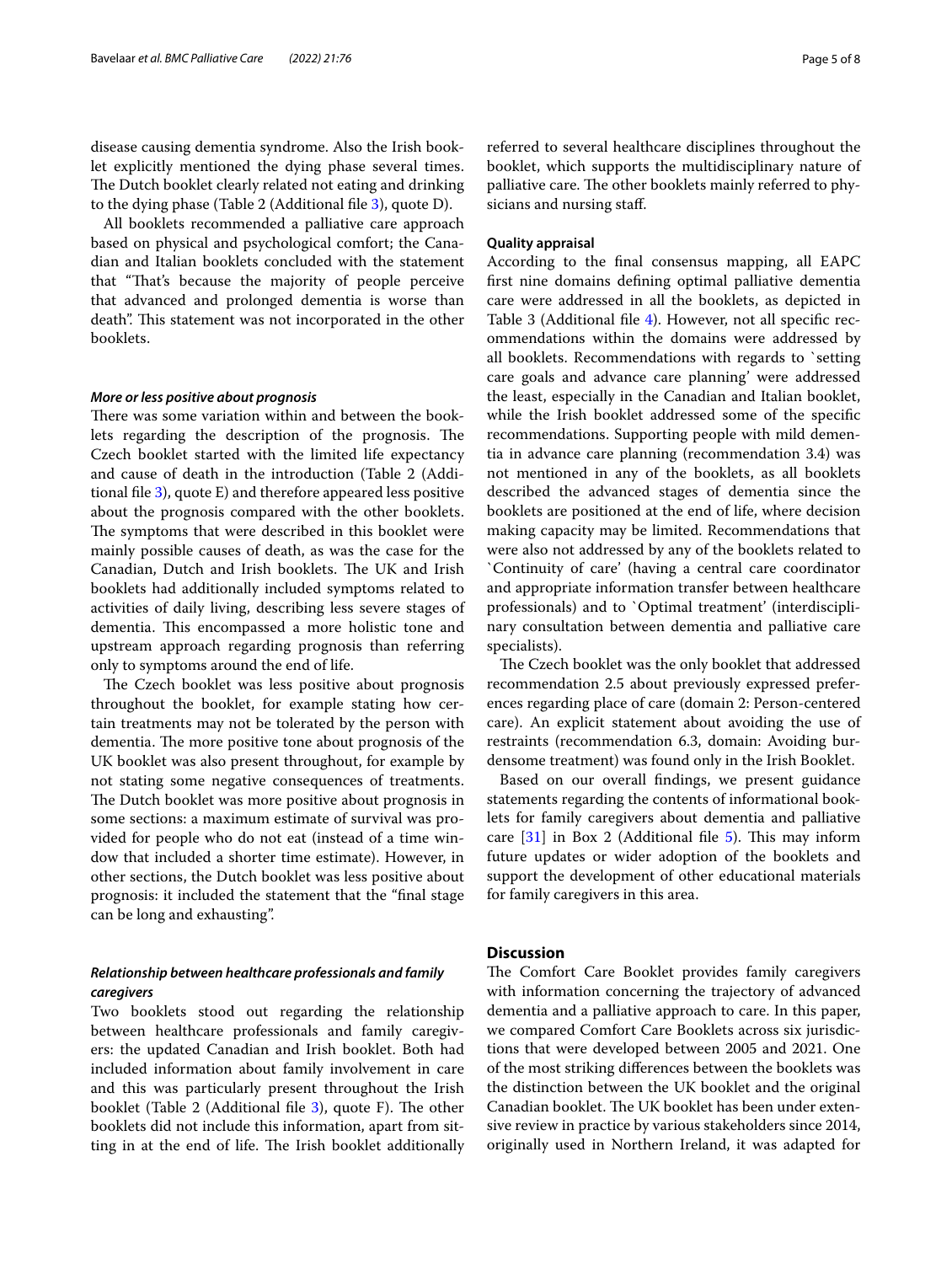disease causing dementia syndrome. Also the Irish booklet explicitly mentioned the dying phase several times. The Dutch booklet clearly related not eating and drinking to the dying phase (Table 2 (Additional file 3), quote D).

All booklets recommended a palliative care approach based on physical and psychological comfort; the Canadian and Italian booklets concluded with the statement that "That's because the majority of people perceive that advanced and prolonged dementia is worse than death". This statement was not incorporated in the other booklets.

#### *More or less positive about prognosis*

There was some variation within and between the booklets regarding the description of the prognosis. The Czech booklet started with the limited life expectancy and cause of death in the introduction (Table 2 (Additional file 3), quote E) and therefore appeared less positive about the prognosis compared with the other booklets. The symptoms that were described in this booklet were mainly possible causes of death, as was the case for the Canadian, Dutch and Irish booklets. The UK and Irish booklets had additionally included symptoms related to activities of daily living, describing less severe stages of dementia. This encompassed a more holistic tone and upstream approach regarding prognosis than referring only to symptoms around the end of life.

The Czech booklet was less positive about prognosis throughout the booklet, for example stating how certain treatments may not be tolerated by the person with dementia. The more positive tone about prognosis of the UK booklet was also present throughout, for example by not stating some negative consequences of treatments. The Dutch booklet was more positive about prognosis in some sections: a maximum estimate of survival was provided for people who do not eat (instead of a time window that included a shorter time estimate). However, in other sections, the Dutch booklet was less positive about prognosis: it included the statement that the "final stage can be long and exhausting".

#### *Relationship between healthcare professionals and family caregivers*

Two booklets stood out regarding the relationship between healthcare professionals and family caregivers: the updated Canadian and Irish booklet. Both had included information about family involvement in care and this was particularly present throughout the Irish booklet (Table 2 (Additional file 3), quote F). The other booklets did not include this information, apart from sitting in at the end of life. The Irish booklet additionally referred to several healthcare disciplines throughout the booklet, which supports the multidisciplinary nature of palliative care. The other booklets mainly referred to physicians and nursing staff.

### Quality appraisal

According to the final consensus mapping, all EAPC first nine domains defining optimal palliative dementia care were addressed in all the booklets, as depicted in Table 3 (Additional file 4). However, not all specific recommendations within the domains were addressed by all booklets. Recommendations with regards to `setting care goals and advance care planning' were addressed the least, especially in the Canadian and Italian booklet, while the Irish booklet addressed some of the specific recommendations. Supporting people with mild dementia in advance care planning (recommendation 3.4) was not mentioned in any of the booklets, as all booklets described the advanced stages of dementia since the booklets are positioned at the end of life, where decision making capacity may be limited. Recommendations that were also not addressed by any of the booklets related to `Continuity of care' (having a central care coordinator and appropriate information transfer between healthcare professionals) and to `Optimal treatment' (interdisciplinary consultation between dementia and palliative care specialists).

The Czech booklet was the only booklet that addressed recommendation 2.5 about previously expressed preferences regarding place of care (domain 2: Person-centered care). An explicit statement about avoiding the use of restraints (recommendation 6.3, domain: Avoiding burdensome treatment) was found only in the Irish Booklet.

Based on our overall findings, we present guidance statements regarding the contents of informational booklets for family caregivers about dementia and palliative care [31] in Box 2 (Additional file 5). This may inform future updates or wider adoption of the booklets and support the development of other educational materials for family caregivers in this area.

## Discussion

The Comfort Care Booklet provides family caregivers with information concerning the trajectory of advanced dementia and a palliative approach to care. In this paper, we compared Comfort Care Booklets across six jurisdictions that were developed between 2005 and 2021. One of the most striking differences between the booklets was the distinction between the UK booklet and the original Canadian booklet. The UK booklet has been under extensive review in practice by various stakeholders since 2014, originally used in Northern Ireland, it was adapted for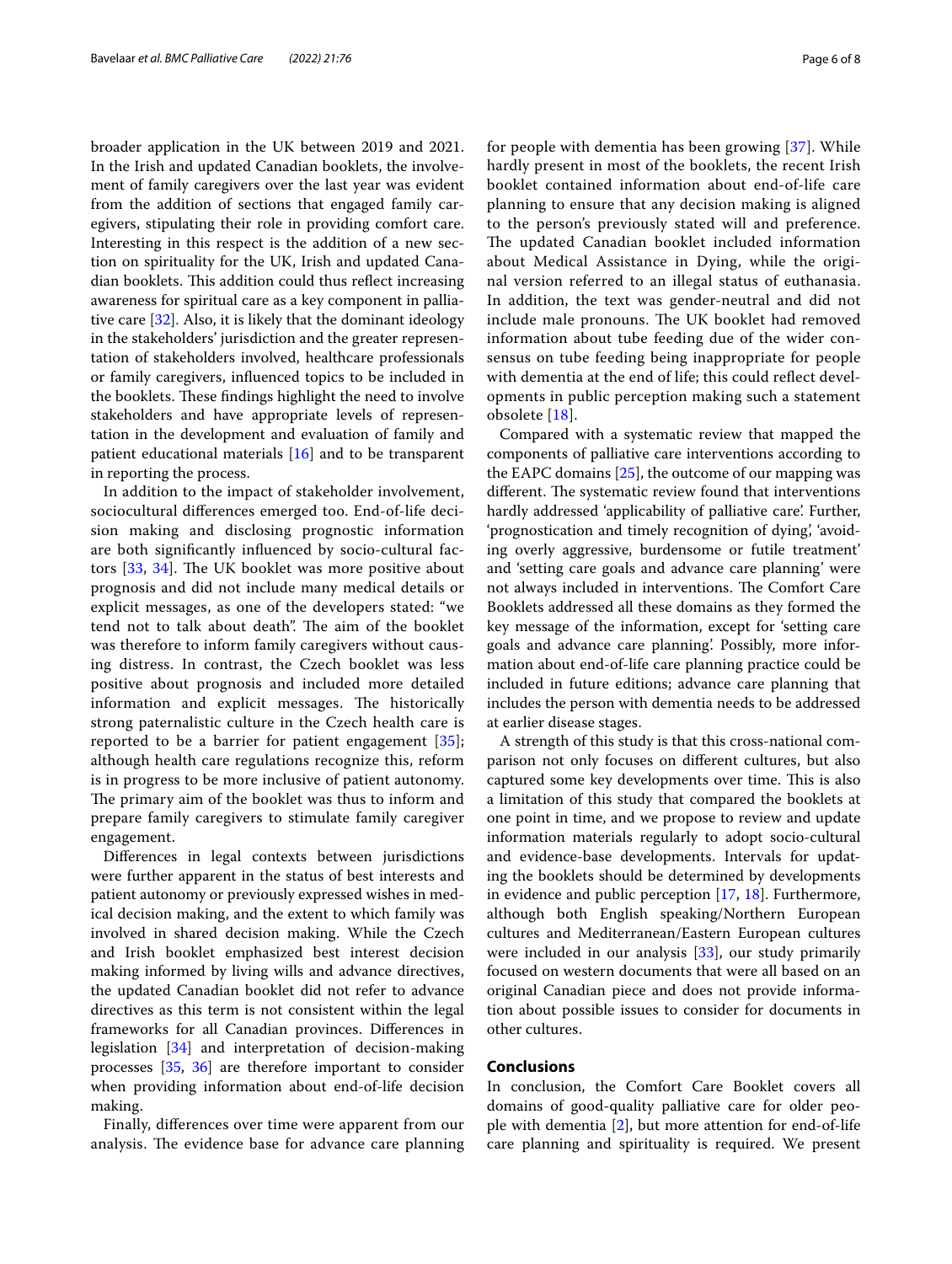broader application in the UK between 2019 and 2021. In the Irish and updated Canadian booklets, the involvement of family caregivers over the last year was evident from the addition of sections that engaged family caregivers, stipulating their role in providing comfort care. Interesting in this respect is the addition of a new section on spirituality for the UK, Irish and updated Canadian booklets. This addition could thus reflect increasing awareness for spiritual care as a key component in palliative care [32]. Also, it is likely that the dominant ideology in the stakeholders' jurisdiction and the greater representation of stakeholders involved, healthcare professionals or family caregivers, influenced topics to be included in the booklets. These findings highlight the need to involve stakeholders and have appropriate levels of representation in the development and evaluation of family and patient educational materials [16] and to be transparent in reporting the process.

In addition to the impact of stakeholder involvement, sociocultural differences emerged too. End-of-life decision making and disclosing prognostic information are both significantly influenced by socio-cultural factors [33, 34]. The UK booklet was more positive about prognosis and did not include many medical details or explicit messages, as one of the developers stated: "we tend not to talk about death". The aim of the booklet was therefore to inform family caregivers without causing distress. In contrast, the Czech booklet was less positive about prognosis and included more detailed information and explicit messages. The historically strong paternalistic culture in the Czech health care is reported to be a barrier for patient engagement [35]; although health care regulations recognize this, reform is in progress to be more inclusive of patient autonomy. The primary aim of the booklet was thus to inform and prepare family caregivers to stimulate family caregiver engagement.

Differences in legal contexts between jurisdictions were further apparent in the status of best interests and patient autonomy or previously expressed wishes in medical decision making, and the extent to which family was involved in shared decision making. While the Czech and Irish booklet emphasized best interest decision making informed by living wills and advance directives, the updated Canadian booklet did not refer to advance directives as this term is not consistent within the legal frameworks for all Canadian provinces. Differences in legislation [34] and interpretation of decision-making processes [35, 36] are therefore important to consider when providing information about end-of-life decision making.

Finally, differences over time were apparent from our analysis. The evidence base for advance care planning for people with dementia has been growing [37]. While hardly present in most of the booklets, the recent Irish booklet contained information about end-of-life care planning to ensure that any decision making is aligned to the person's previously stated will and preference. The updated Canadian booklet included information about Medical Assistance in Dying, while the original version referred to an illegal status of euthanasia. In addition, the text was gender-neutral and did not include male pronouns. The UK booklet had removed information about tube feeding due of the wider consensus on tube feeding being inappropriate for people with dementia at the end of life; this could reflect developments in public perception making such a statement obsolete [18].

Compared with a systematic review that mapped the components of palliative care interventions according to the EAPC domains [25], the outcome of our mapping was different. The systematic review found that interventions hardly addressed 'applicability of palliative care'. Further, 'prognostication and timely recognition of dying', 'avoiding overly aggressive, burdensome or futile treatment' and 'setting care goals and advance care planning' were not always included in interventions. The Comfort Care Booklets addressed all these domains as they formed the key message of the information, except for 'setting care goals and advance care planning'. Possibly, more information about end-of-life care planning practice could be included in future editions; advance care planning that includes the person with dementia needs to be addressed at earlier disease stages.

A strength of this study is that this cross-national comparison not only focuses on different cultures, but also captured some key developments over time. This is also a limitation of this study that compared the booklets at one point in time, and we propose to review and update information materials regularly to adopt socio-cultural and evidence-base developments. Intervals for updating the booklets should be determined by developments in evidence and public perception [17, 18]. Furthermore, although both English speaking/Northern European cultures and Mediterranean/Eastern European cultures were included in our analysis [33], our study primarily focused on western documents that were all based on an original Canadian piece and does not provide information about possible issues to consider for documents in other cultures.

## Conclusions

In conclusion, the Comfort Care Booklet covers all domains of good-quality palliative care for older people with dementia [2], but more attention for end-of-life care planning and spirituality is required. We present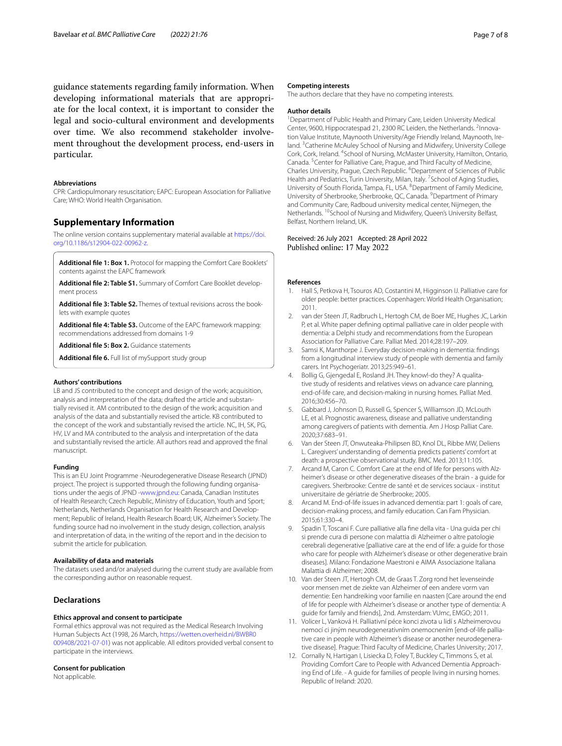guidance statements regarding family information. When developing informational materials that are appropriate for the local context, it is important to consider the legal and socio-cultural environment and developments over time. We also recommend stakeholder involvement throughout the development process, end-users in particular.

#### Abbreviations

CPR: Cardiopulmonary resuscitation; EAPC: European Association for Palliative Care; WHO: World Health Organisation.

## Supplementary Information

The online version contains supplementary material available at https://doi.org/10.1186/s12904-022-00962-z.

**Additional file 1: Box 1.** Protocol for mapping the Comfort Care Booklets' contents against the EAPC framework

**Additional file 2: Table S1.** Summary of Comfort Care Booklet development process

**Additional file 3: Table S2.** Themes of textual revisions across the booklets with example quotes

**Additional file 4: Table S3.** Outcome of the EAPC framework mapping: recommendations addressed from domains 1-9

**Additional file 5: Box 2.** Guidance statements

**Additional file 6.** Full list of mySupport study group

#### Authors' contributions

LB and JS contributed to the concept and design of the work; acquisition, analysis and interpretation of the data; drafted the article and substantially revised it. AM contributed to the design of the work; acquisition and analysis of the data and substantially revised the article. KB contributed to the concept of the work and substantially revised the article. NC, IH, SK, PG, HV, LV and MA contributed to the analysis and interpretation of the data and substantially revised the article. All authors read and approved the final manuscript.

#### Funding

This is an EU Joint Programme -Neurodegenerative Disease Research (JPND) project. The project is supported through the following funding organisations under the aegis of JPND -www.jpnd.eu: Canada, Canadian Institutes of Health Research; Czech Republic, Ministry of Education, Youth and Sport; Netherlands, Netherlands Organisation for Health Research and Development; Republic of Ireland, Health Research Board; UK, Alzheimer's Society. The funding source had no involvement in the study design, collection, analysis and interpretation of data, in the writing of the report and in the decision to submit the article for publication.

#### Availability of data and materials

The datasets used and/or analysed during the current study are available from the corresponding author on reasonable request.

## Declarations

#### Ethics approval and consent to participate

Formal ethics approval was not required as the Medical Research Involving Human Subjects Act (1998, 26 March, https://wetten.overheid.nl/BWBR0009408/2021-07-01) was not applicable. All editors provided verbal consent to participate in the interviews.

#### Consent for publication

Not applicable.

#### Competing interests

The authors declare that they have no competing interests.

#### Author details

[1]Department of Public Health and Primary Care, Leiden University Medical Center, 9600, Hippocratespad 21, 2300 RC Leiden, the Netherlands. [2]Innovation Value Institute, Maynooth University/Age Friendly Ireland, Maynooth, Ireland. [3]Catherine McAuley School of Nursing and Midwifery, University College Cork, Cork, Ireland. [4]School of Nursing, McMaster University, Hamilton, Ontario, Canada. [5]Center for Palliative Care, Prague, and Third Faculty of Medicine, Charles University, Prague, Czech Republic. [6]Department of Sciences of Public Health and Pediatrics, Turin University, Milan, Italy. [7]School of Aging Studies, University of South Florida, Tampa, FL, USA. [8]Department of Family Medicine, University of Sherbrooke, Sherbrooke, QC, Canada. [9]Department of Primary and Community Care, Radboud university medical center, Nijmegen, the Netherlands. [10]School of Nursing and Midwifery, Queen's University Belfast, Belfast, Northern Ireland, UK.

Received: 26 July 2021 Accepted: 28 April 2022
Published online: 17 May 2022

#### References

1. Hall S, Petkova H, Tsouros AD, Costantini M, Higginson IJ. Palliative care for older people: better practices. Copenhagen: World Health Organisation; 2011.
2. van der Steen JT, Radbruch L, Hertogh CM, de Boer ME, Hughes JC, Larkin P, et al. White paper defining optimal palliative care in older people with dementia: a Delphi study and recommendations from the European Association for Palliative Care. Palliat Med. 2014;28:197–209.
3. Samsi K, Manthorpe J. Everyday decision-making in dementia: findings from a longitudinal interview study of people with dementia and family carers. Int Psychogeriatr. 2013;25:949–61.
4. Bollig G, Gjengedal E, Rosland JH. They know!-do they? A qualitative study of residents and relatives views on advance care planning, end-of-life care, and decision-making in nursing homes. Palliat Med. 2016;30:456–70.
5. Gabbard J, Johnson D, Russell G, Spencer S, Williamson JD, McLouth LE, et al. Prognostic awareness, disease and palliative understanding among caregivers of patients with dementia. Am J Hosp Palliat Care. 2020;37:683–91.
6. Van der Steen JT, Onwuteaka-Philipsen BD, Knol DL, Ribbe MW, Deliens L. Caregivers' understanding of dementia predicts patients' comfort at death: a prospective observational study. BMC Med. 2013;11:105.
7. Arcand M, Caron C. Comfort Care at the end of life for persons with Alzheimer's disease or other degenerative diseases of the brain - a guide for caregivers. Sherbrooke: Centre de santé et de services sociaux - institut universitaire de gériatrie de Sherbrooke; 2005.
8. Arcand M. End-of-life issues in advanced dementia: part 1: goals of care, decision-making process, and family education. Can Fam Physician. 2015;61:330–4.
9. Spadin T, Toscani F. Cure palliative alla fine della vita - Una guida per chi si prende cura di persone con malattia di Alzheimer o altre patologie cerebrali degenerative [palliative care at the end of life: a guide for those who care for people with Alzheimer's disease or other degenerative brain diseases]. Milano: Fondazione Maestroni e AIMA Associazione Italiana Malattia di Alzheimer; 2008.
10. Van der Steen JT, Hertogh CM, de Graas T. Zorg rond het levenseinde voor mensen met de ziekte van Alzheimer of een andere vorm van dementie: Een handreiking voor familie en naasten [Care around the end of life for people with Alzheimer's disease or another type of dementia: A guide for family and friends], 2nd. Amsterdam: VUmc, EMGO; 2011.
11. Volicer L, Vanková H. Palliativní péce konci zivota u lidí s Alzheimerovou nemocí ci jiným neurodegenerativním onemocnením [end-of-life palliative care in people with Alzheimer's disease or another neurodegenerative disease]. Prague: Third Faculty of Medicine, Charles University; 2017.
12. Cornally N, Hartigan I, Lisiecka D, Foley T, Buckley C, Timmons S, et al. Providing Comfort Care to People with Advanced Dementia Approaching End of Life. - A guide for families of people living in nursing homes. Republic of Ireland: 2020.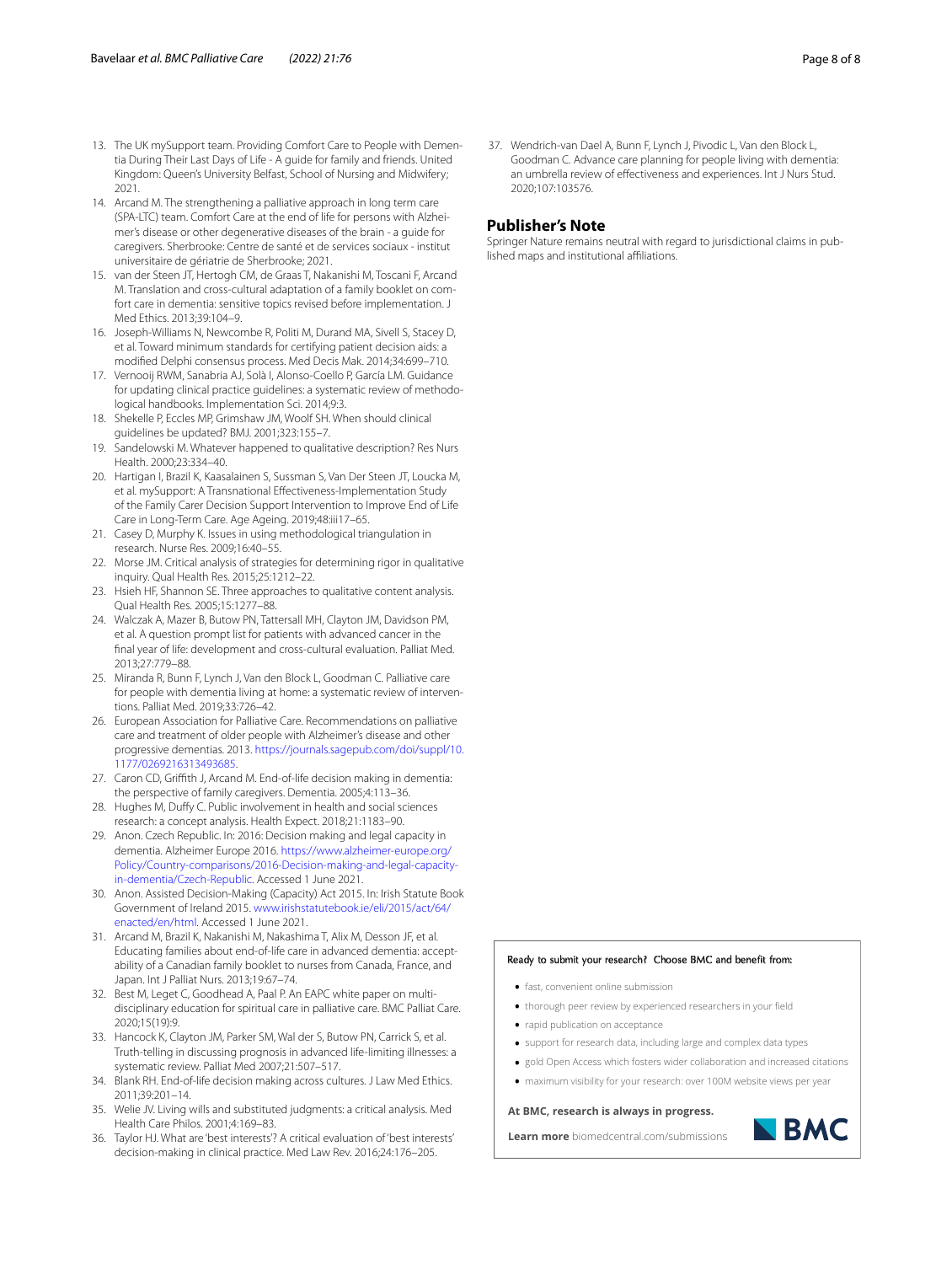13. The UK mySupport team. Providing Comfort Care to People with Dementia During Their Last Days of Life - A guide for family and friends. United Kingdom: Queen's University Belfast, School of Nursing and Midwifery; 2021.
14. Arcand M. The strengthening a palliative approach in long term care (SPA-LTC) team. Comfort Care at the end of life for persons with Alzheimer's disease or other degenerative diseases of the brain - a guide for caregivers. Sherbrooke: Centre de santé et de services sociaux - institut universitaire de gériatrie de Sherbrooke; 2021.
15. van der Steen JT, Hertogh CM, de Graas T, Nakanishi M, Toscani F, Arcand M. Translation and cross-cultural adaptation of a family booklet on comfort care in dementia: sensitive topics revised before implementation. J Med Ethics. 2013;39:104–9.
16. Joseph-Williams N, Newcombe R, Politi M, Durand MA, Sivell S, Stacey D, et al. Toward minimum standards for certifying patient decision aids: a modified Delphi consensus process. Med Decis Mak. 2014;34:699–710.
17. Vernooij RWM, Sanabria AJ, Solà I, Alonso-Coello P, García LM. Guidance for updating clinical practice guidelines: a systematic review of methodological handbooks. Implementation Sci. 2014;9:3.
18. Shekelle P, Eccles MP, Grimshaw JM, Woolf SH. When should clinical guidelines be updated? BMJ. 2001;323:155–7.
19. Sandelowski M. Whatever happened to qualitative description? Res Nurs Health. 2000;23:334–40.
20. Hartigan I, Brazil K, Kaasalainen S, Sussman S, Van Der Steen JT, Loucka M, et al. mySupport: A Transnational Effectiveness-Implementation Study of the Family Carer Decision Support Intervention to Improve End of Life Care in Long-Term Care. Age Ageing. 2019;48:iii17–65.
21. Casey D, Murphy K. Issues in using methodological triangulation in research. Nurse Res. 2009;16:40–55.
22. Morse JM. Critical analysis of strategies for determining rigor in qualitative inquiry. Qual Health Res. 2015;25:1212–22.
23. Hsieh HF, Shannon SE. Three approaches to qualitative content analysis. Qual Health Res. 2005;15:1277–88.
24. Walczak A, Mazer B, Butow PN, Tattersall MH, Clayton JM, Davidson PM, et al. A question prompt list for patients with advanced cancer in the final year of life: development and cross-cultural evaluation. Palliat Med. 2013;27:779–88.
25. Miranda R, Bunn F, Lynch J, Van den Block L, Goodman C. Palliative care for people with dementia living at home: a systematic review of interventions. Palliat Med. 2019;33:726–42.
26. European Association for Palliative Care. Recommendations on palliative care and treatment of older people with Alzheimer's disease and other progressive dementias. 2013. https://journals.sagepub.com/doi/suppl/10.1177/0269216313493685.
27. Caron CD, Griffith J, Arcand M. End-of-life decision making in dementia: the perspective of family caregivers. Dementia. 2005;4:113–36.
28. Hughes M, Duffy C. Public involvement in health and social sciences research: a concept analysis. Health Expect. 2018;21:1183–90.
29. Anon. Czech Republic. In: 2016: Decision making and legal capacity in dementia. Alzheimer Europe 2016. https://www.alzheimer-europe.org/Policy/Country-comparisons/2016-Decision-making-and-legal-capacity-in-dementia/Czech-Republic. Accessed 1 June 2021.
30. Anon. Assisted Decision-Making (Capacity) Act 2015. In: Irish Statute Book Government of Ireland 2015. www.irishstatutebook.ie/eli/2015/act/64/enacted/en/html. Accessed 1 June 2021.
31. Arcand M, Brazil K, Nakanishi M, Nakashima T, Alix M, Desson JF, et al. Educating families about end-of-life care in advanced dementia: acceptability of a Canadian family booklet to nurses from Canada, France, and Japan. Int J Palliat Nurs. 2013;19:67–74.
32. Best M, Leget C, Goodhead A, Paal P. An EAPC white paper on multi-disciplinary education for spiritual care in palliative care. BMC Palliat Care. 2020;15(19):9.
33. Hancock K, Clayton JM, Parker SM, Wal der S, Butow PN, Carrick S, et al. Truth-telling in discussing prognosis in advanced life-limiting illnesses: a systematic review. Palliat Med 2007;21:507–517.
34. Blank RH. End-of-life decision making across cultures. J Law Med Ethics. 2011;39:201–14.
35. Welie JV. Living wills and substituted judgments: a critical analysis. Med Health Care Philos. 2001;4:169–83.
36. Taylor HJ. What are 'best interests'? A critical evaluation of 'best interests' decision-making in clinical practice. Med Law Rev. 2016;24:176–205.
37. Wendrich-van Dael A, Bunn F, Lynch J, Pivodic L, Van den Block L, Goodman C. Advance care planning for people living with dementia: an umbrella review of effectiveness and experiences. Int J Nurs Stud. 2020;107:103576.

## Publisher's Note

Springer Nature remains neutral with regard to jurisdictional claims in published maps and institutional affiliations.

Ready to submit your research? Choose BMC and benefit from:

- fast, convenient online submission
- thorough peer review by experienced researchers in your field
- rapid publication on acceptance
- support for research data, including large and complex data types
- gold Open Access which fosters wider collaboration and increased citations
- maximum visibility for your research: over 100M website views per year

**At BMC, research is always in progress.**

**Learn more** biomedcentral.com/submissions

BMC